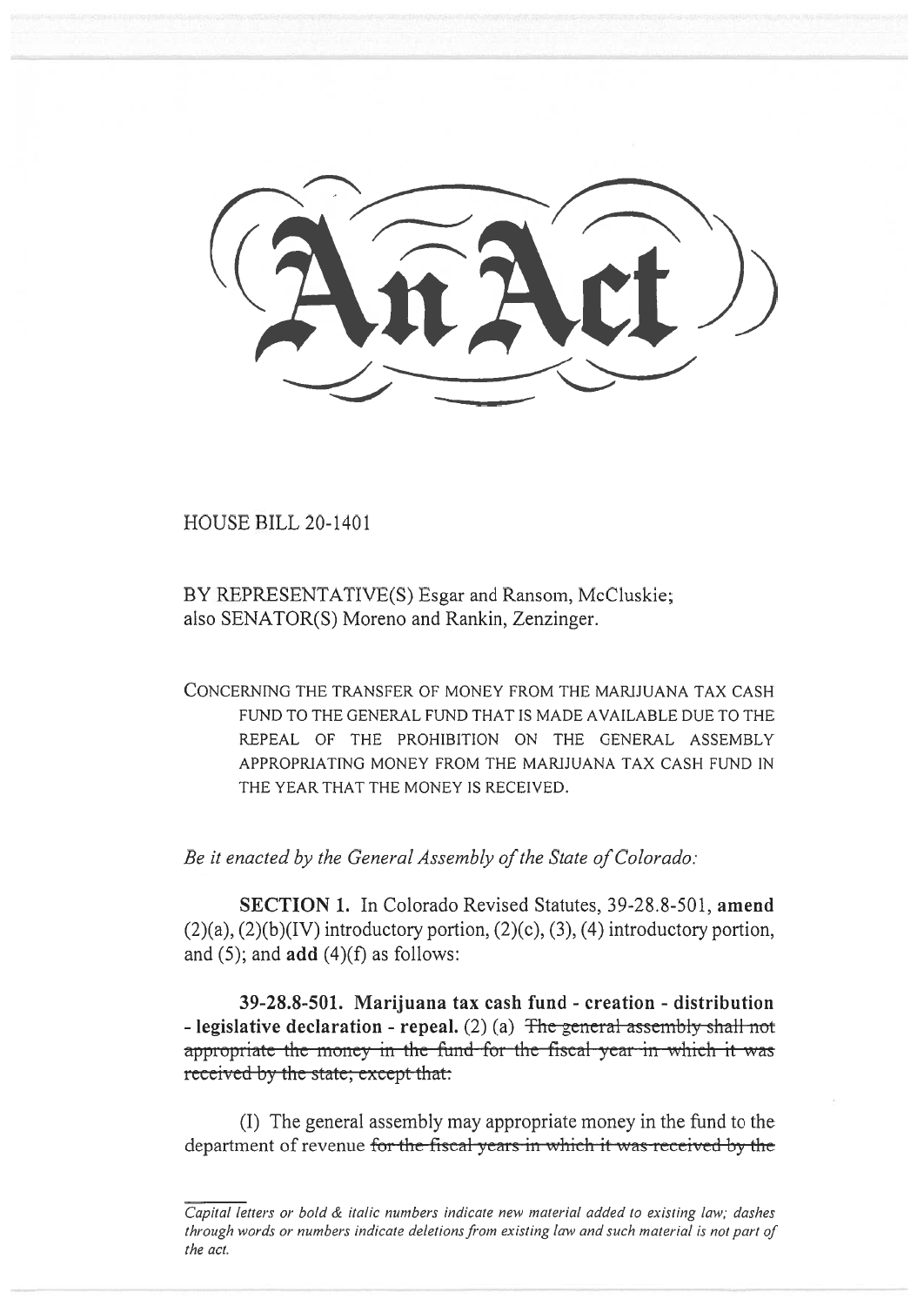# An Act

HOUSE BILL 20-1401

BY REPRESENTATIVE(S) Esgar and Ransom, McCluskie;
also SENATOR(S) Moreno and Rankin, Zenzinger.

CONCERNING THE TRANSFER OF MONEY FROM THE MARIJUANA TAX CASH FUND TO THE GENERAL FUND THAT IS MADE AVAILABLE DUE TO THE REPEAL OF THE PROHIBITION ON THE GENERAL ASSEMBLY APPROPRIATING MONEY FROM THE MARIJUANA TAX CASH FUND IN THE YEAR THAT THE MONEY IS RECEIVED.

*Be it enacted by the General Assembly of the State of Colorado:*

**SECTION 1.** In Colorado Revised Statutes, 39-28.8-501, **amend** (2)(a), (2)(b)(IV) introductory portion, (2)(c), (3), (4) introductory portion, and (5); and **add** (4)(f) as follows:

**39-28.8-501. Marijuana tax cash fund - creation - distribution - legislative declaration - repeal.** (2) (a) ~~The general assembly shall not appropriate the money in the fund for the fiscal year in which it was received by the state; except that:~~

(I) The general assembly may appropriate money in the fund to the department of revenue ~~for the fiscal years in which it was received by the~~

*Capital letters or bold & italic numbers indicate new material added to existing law; dashes through words or numbers indicate deletions from existing law and such material is not part of the act.*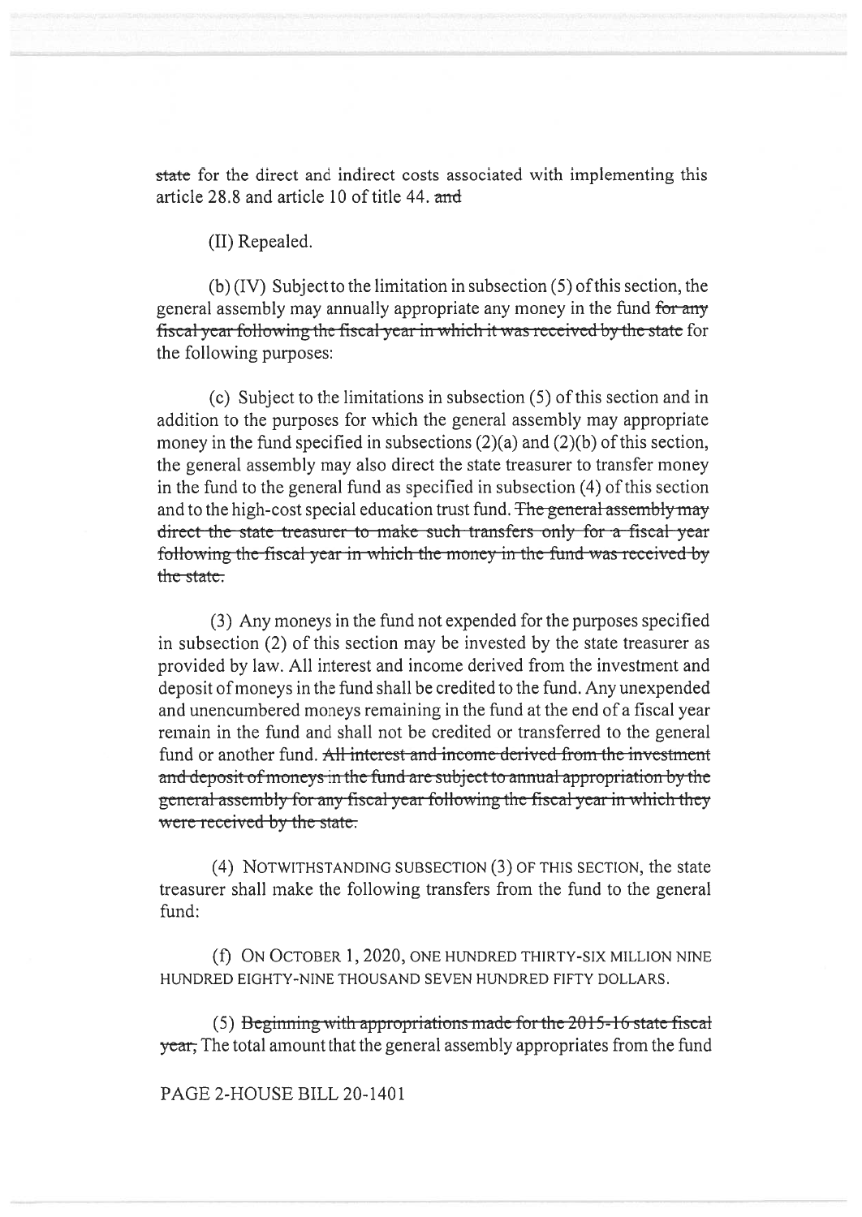~~state~~ for the direct and indirect costs associated with implementing this article 28.8 and article 10 of title 44. ~~and~~

(II) Repealed.

(b) (IV) Subject to the limitation in subsection (5) of this section, the general assembly may annually appropriate any money in the fund ~~for any fiscal year following the fiscal year in which it was received by the state~~ for the following purposes:

(c) Subject to the limitations in subsection (5) of this section and in addition to the purposes for which the general assembly may appropriate money in the fund specified in subsections (2)(a) and (2)(b) of this section, the general assembly may also direct the state treasurer to transfer money in the fund to the general fund as specified in subsection (4) of this section and to the high-cost special education trust fund. ~~The general assembly may direct the state treasurer to make such transfers only for a fiscal year following the fiscal year in which the money in the fund was received by the state.~~

(3) Any moneys in the fund not expended for the purposes specified in subsection (2) of this section may be invested by the state treasurer as provided by law. All interest and income derived from the investment and deposit of moneys in the fund shall be credited to the fund. Any unexpended and unencumbered moneys remaining in the fund at the end of a fiscal year remain in the fund and shall not be credited or transferred to the general fund or another fund. ~~All interest and income derived from the investment and deposit of moneys in the fund are subject to annual appropriation by the general assembly for any fiscal year following the fiscal year in which they were received by the state.~~

(4) NOTWITHSTANDING SUBSECTION (3) OF THIS SECTION, the state treasurer shall make the following transfers from the fund to the general fund:

(f) ON OCTOBER 1, 2020, ONE HUNDRED THIRTY-SIX MILLION NINE HUNDRED EIGHTY-NINE THOUSAND SEVEN HUNDRED FIFTY DOLLARS.

(5) ~~Beginning with appropriations made for the 2015-16 state fiscal year;~~ The total amount that the general assembly appropriates from the fund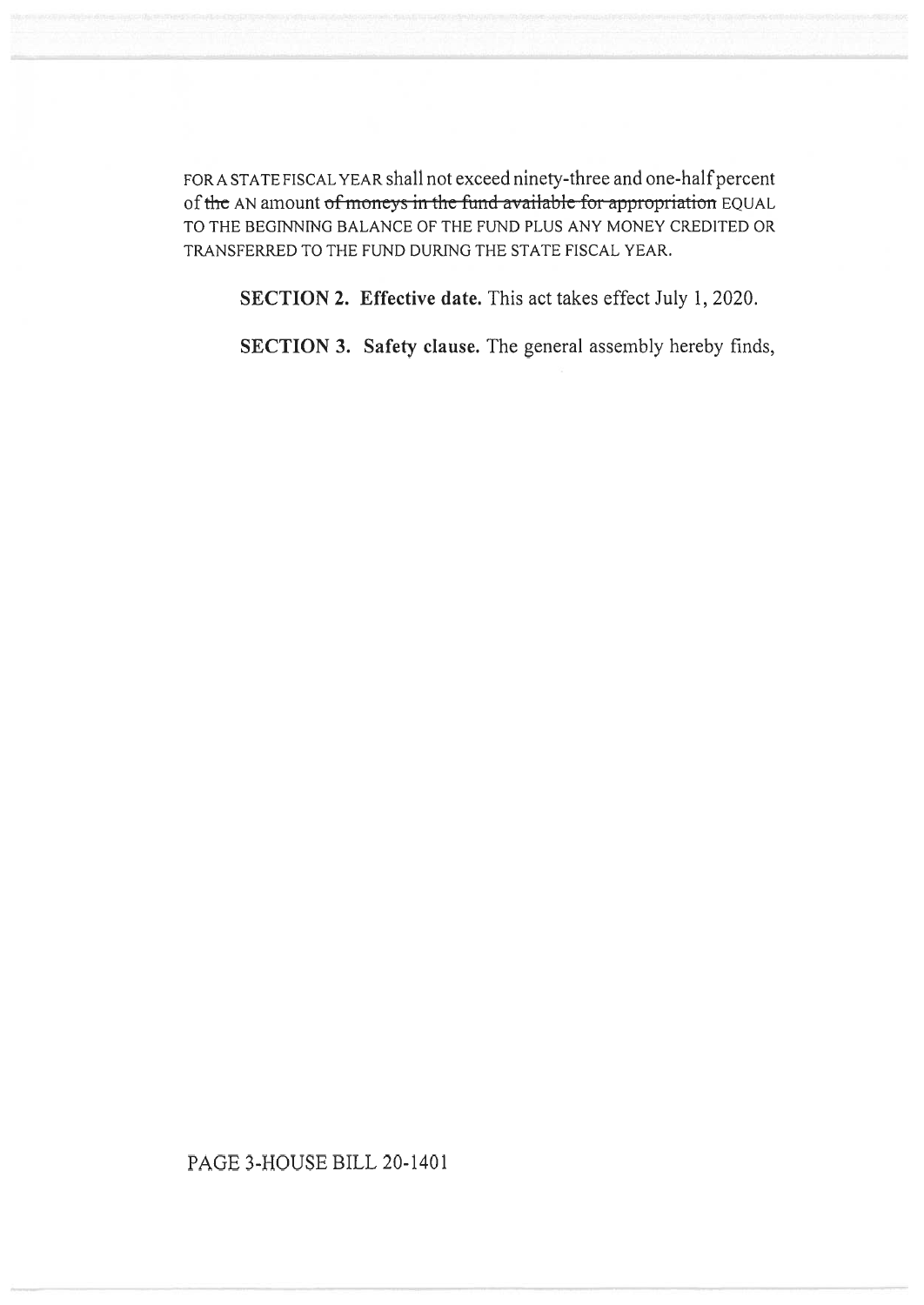FOR A STATE FISCAL YEAR shall not exceed ninety-three and one-half percent of ~~the~~ AN amount ~~of moneys in the fund available for appropriation~~ EQUAL TO THE BEGINNING BALANCE OF THE FUND PLUS ANY MONEY CREDITED OR TRANSFERRED TO THE FUND DURING THE STATE FISCAL YEAR.

**SECTION 2. Effective date.** This act takes effect July 1, 2020.

**SECTION 3. Safety clause.** The general assembly hereby finds,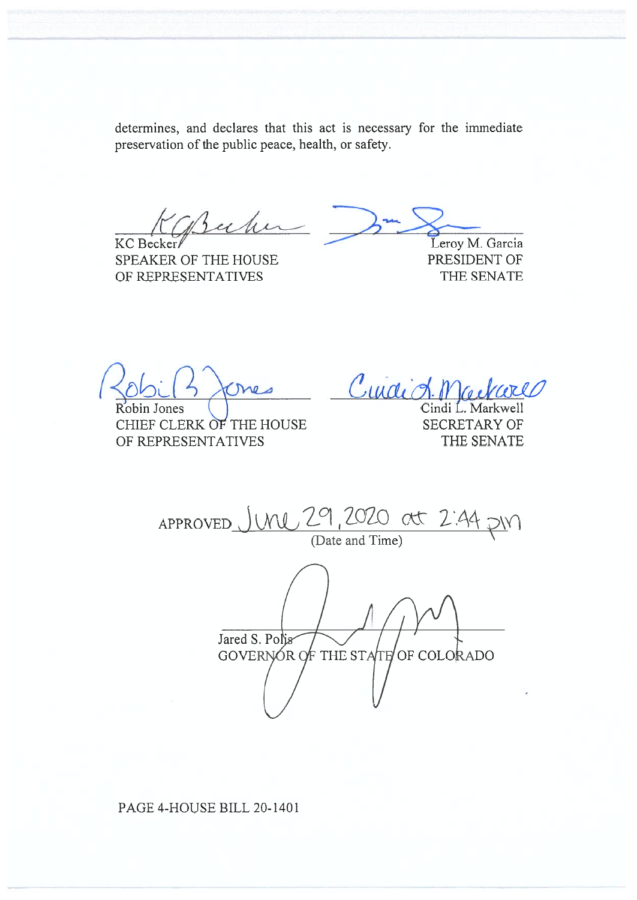determines, and declares that this act is necessary for the immediate preservation of the public peace, health, or safety.

KC Becker
SPEAKER OF THE HOUSE
OF REPRESENTATIVES

Leroy M. Garcia
PRESIDENT OF
THE SENATE

Robin Jones
CHIEF CLERK OF THE HOUSE
OF REPRESENTATIVES

Cindi L. Markwell
SECRETARY OF
THE SENATE

APPROVED June 29, 2020 at 2:44 pm
(Date and Time)

Jared S. Polis
GOVERNOR OF THE STATE OF COLORADO

PAGE 4-HOUSE BILL 20-1401